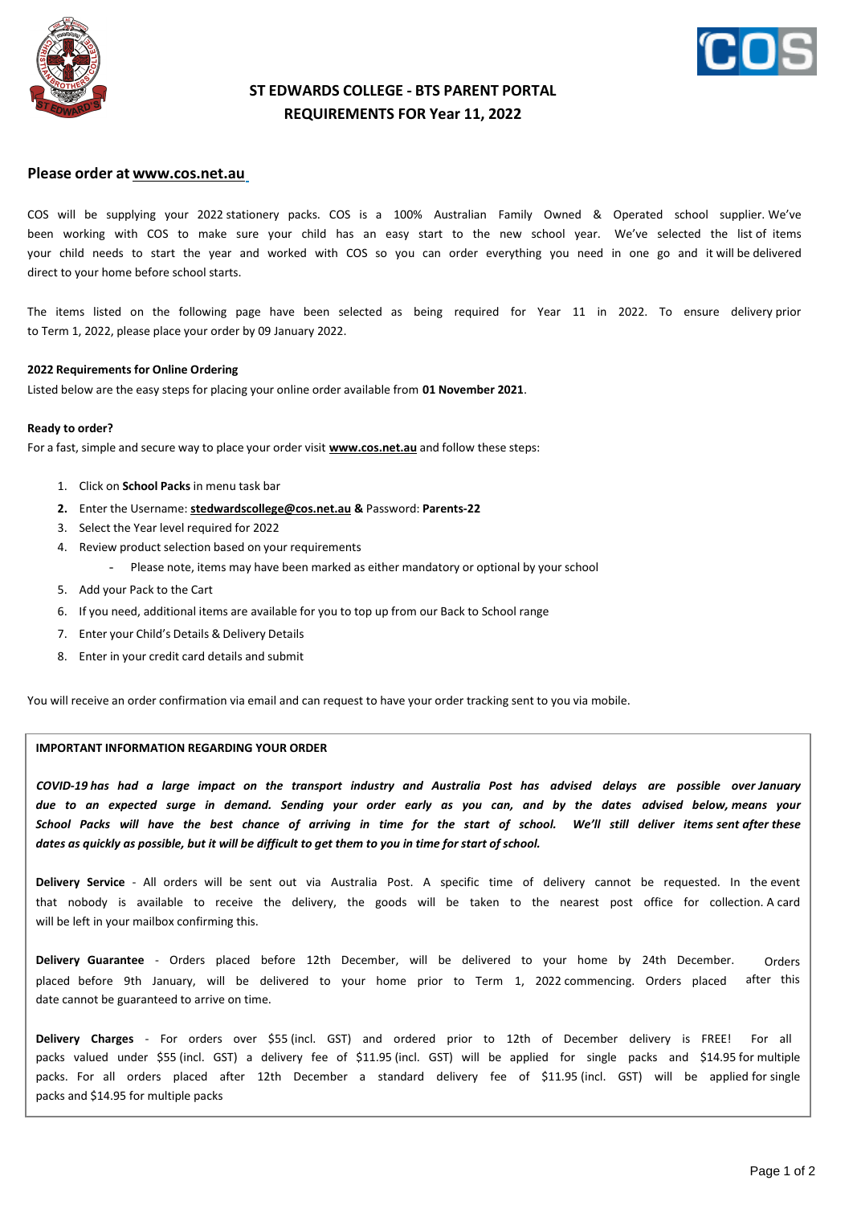# ST EDWARDS COLLEGE - BTS PARENT PORTAL
## REQUIREMENTS FOR Year 11, 2022

### Please order at www.cos.net.au

COS will be supplying your 2022 stationery packs. COS is a 100% Australian Family Owned & Operated school supplier. We've been working with COS to make sure your child has an easy start to the new school year. We've selected the list of items your child needs to start the year and worked with COS so you can order everything you need in one go and it will be delivered direct to your home before school starts.

The items listed on the following page have been selected as being required for Year 11 in 2022. To ensure delivery prior to Term 1, 2022, please place your order by 09 January 2022.

**2022 Requirements for Online Ordering**

Listed below are the easy steps for placing your online order available from **01 November 2021**.

**Ready to order?**

For a fast, simple and secure way to place your order visit **www.cos.net.au** and follow these steps:

1. Click on **School Packs** in menu task bar
2. Enter the Username: **stedwardscollege@cos.net.au &** Password: **Parents-22**
3. Select the Year level required for 2022
4. Review product selection based on your requirements
   - Please note, items may have been marked as either mandatory or optional by your school
5. Add your Pack to the Cart
6. If you need, additional items are available for you to top up from our Back to School range
7. Enter your Child's Details & Delivery Details
8. Enter in your credit card details and submit

You will receive an order confirmation via email and can request to have your order tracking sent to you via mobile.

**IMPORTANT INFORMATION REGARDING YOUR ORDER**

***COVID-19 has had a large impact on the transport industry and Australia Post has advised delays are possible over January due to an expected surge in demand. Sending your order early as you can, and by the dates advised below, means your School Packs will have the best chance of arriving in time for the start of school. We'll still deliver items sent after these dates as quickly as possible, but it will be difficult to get them to you in time for start of school.***

**Delivery Service** - All orders will be sent out via Australia Post. A specific time of delivery cannot be requested. In the event that nobody is available to receive the delivery, the goods will be taken to the nearest post office for collection. A card will be left in your mailbox confirming this.

**Delivery Guarantee** - Orders placed before 12th December, will be delivered to your home by 24th December. Orders placed before 9th January, will be delivered to your home prior to Term 1, 2022 commencing. Orders placed after this date cannot be guaranteed to arrive on time.

**Delivery Charges** - For orders over $55 (incl. GST) and ordered prior to 12th of December delivery is FREE! For all packs valued under $55 (incl. GST) a delivery fee of $11.95 (incl. GST) will be applied for single packs and $14.95 for multiple packs. For all orders placed after 12th December a standard delivery fee of $11.95 (incl. GST) will be applied for single packs and $14.95 for multiple packs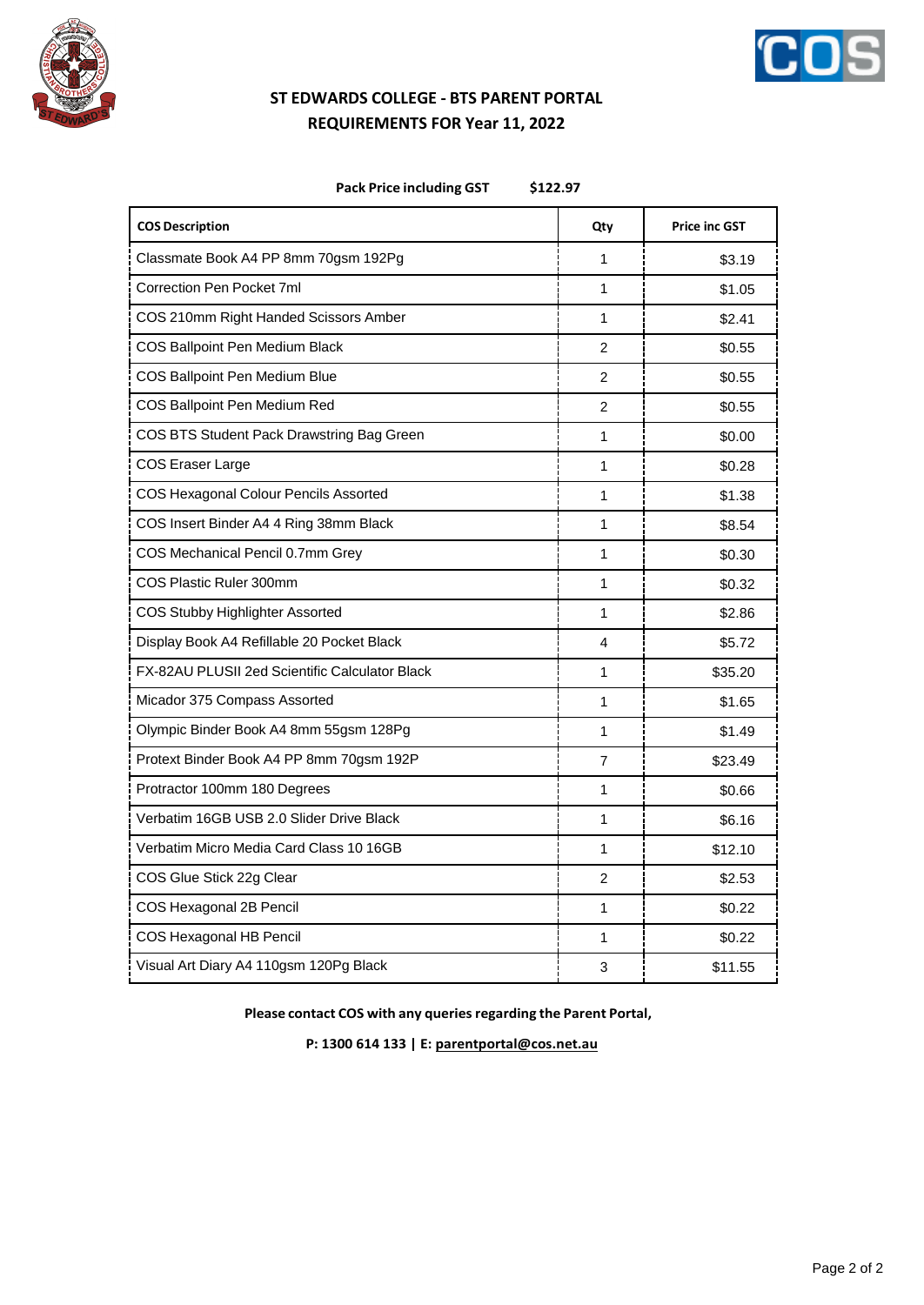## ST EDWARDS COLLEGE - BTS PARENT PORTAL
## REQUIREMENTS FOR Year 11, 2022

**Pack Price including GST** **$122.97**

| COS Description | Qty | Price inc GST |
|---|---|---|
| Classmate Book A4 PP 8mm 70gsm 192Pg | 1 | $3.19 |
| Correction Pen Pocket 7ml | 1 | $1.05 |
| COS 210mm Right Handed Scissors Amber | 1 | $2.41 |
| COS Ballpoint Pen Medium Black | 2 | $0.55 |
| COS Ballpoint Pen Medium Blue | 2 | $0.55 |
| COS Ballpoint Pen Medium Red | 2 | $0.55 |
| COS BTS Student Pack Drawstring Bag Green | 1 | $0.00 |
| COS Eraser Large | 1 | $0.28 |
| COS Hexagonal Colour Pencils Assorted | 1 | $1.38 |
| COS Insert Binder A4 4 Ring 38mm Black | 1 | $8.54 |
| COS Mechanical Pencil 0.7mm Grey | 1 | $0.30 |
| COS Plastic Ruler 300mm | 1 | $0.32 |
| COS Stubby Highlighter Assorted | 1 | $2.86 |
| Display Book A4 Refillable 20 Pocket Black | 4 | $5.72 |
| FX-82AU PLUSII 2ed Scientific Calculator Black | 1 | $35.20 |
| Micador 375 Compass Assorted | 1 | $1.65 |
| Olympic Binder Book A4 8mm 55gsm 128Pg | 1 | $1.49 |
| Protext Binder Book A4 PP 8mm 70gsm 192P | 7 | $23.49 |
| Protractor 100mm 180 Degrees | 1 | $0.66 |
| Verbatim 16GB USB 2.0 Slider Drive Black | 1 | $6.16 |
| Verbatim Micro Media Card Class 10 16GB | 1 | $12.10 |
| COS Glue Stick 22g Clear | 2 | $2.53 |
| COS Hexagonal 2B Pencil | 1 | $0.22 |
| COS Hexagonal HB Pencil | 1 | $0.22 |
| Visual Art Diary A4 110gsm 120Pg Black | 3 | $11.55 |

**Please contact COS with any queries regarding the Parent Portal,**

**P: 1300 614 133 | E: parentportal@cos.net.au**